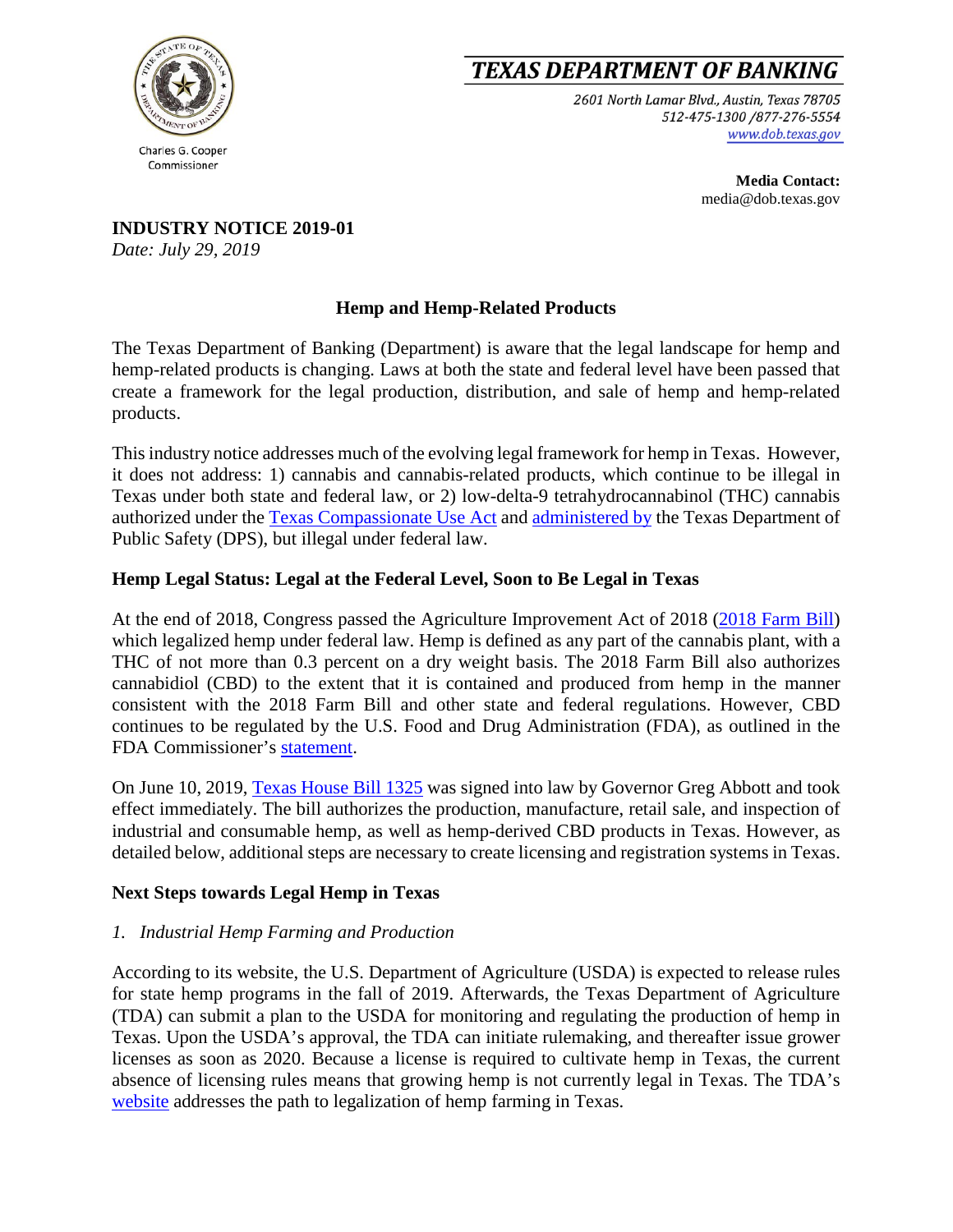# TEXAS DEPARTMENT OF BANKING

Charles G. Cooper
Commissioner

2601 North Lamar Blvd., Austin, Texas 78705
512-475-1300 /877-276-5554
www.dob.texas.gov

**Media Contact:**
media@dob.texas.gov

**INDUSTRY NOTICE 2019-01**
*Date: July 29, 2019*

## Hemp and Hemp-Related Products

The Texas Department of Banking (Department) is aware that the legal landscape for hemp and hemp-related products is changing. Laws at both the state and federal level have been passed that create a framework for the legal production, distribution, and sale of hemp and hemp-related products.

This industry notice addresses much of the evolving legal framework for hemp in Texas. However, it does not address: 1) cannabis and cannabis-related products, which continue to be illegal in Texas under both state and federal law, or 2) low-delta-9 tetrahydrocannabinol (THC) cannabis authorized under the Texas Compassionate Use Act and administered by the Texas Department of Public Safety (DPS), but illegal under federal law.

### Hemp Legal Status: Legal at the Federal Level, Soon to Be Legal in Texas

At the end of 2018, Congress passed the Agriculture Improvement Act of 2018 (2018 Farm Bill) which legalized hemp under federal law. Hemp is defined as any part of the cannabis plant, with a THC of not more than 0.3 percent on a dry weight basis. The 2018 Farm Bill also authorizes cannabidiol (CBD) to the extent that it is contained and produced from hemp in the manner consistent with the 2018 Farm Bill and other state and federal regulations. However, CBD continues to be regulated by the U.S. Food and Drug Administration (FDA), as outlined in the FDA Commissioner's statement.

On June 10, 2019, Texas House Bill 1325 was signed into law by Governor Greg Abbott and took effect immediately. The bill authorizes the production, manufacture, retail sale, and inspection of industrial and consumable hemp, as well as hemp-derived CBD products in Texas. However, as detailed below, additional steps are necessary to create licensing and registration systems in Texas.

### Next Steps towards Legal Hemp in Texas

*1. Industrial Hemp Farming and Production*

According to its website, the U.S. Department of Agriculture (USDA) is expected to release rules for state hemp programs in the fall of 2019. Afterwards, the Texas Department of Agriculture (TDA) can submit a plan to the USDA for monitoring and regulating the production of hemp in Texas. Upon the USDA's approval, the TDA can initiate rulemaking, and thereafter issue grower licenses as soon as 2020. Because a license is required to cultivate hemp in Texas, the current absence of licensing rules means that growing hemp is not currently legal in Texas. The TDA's website addresses the path to legalization of hemp farming in Texas.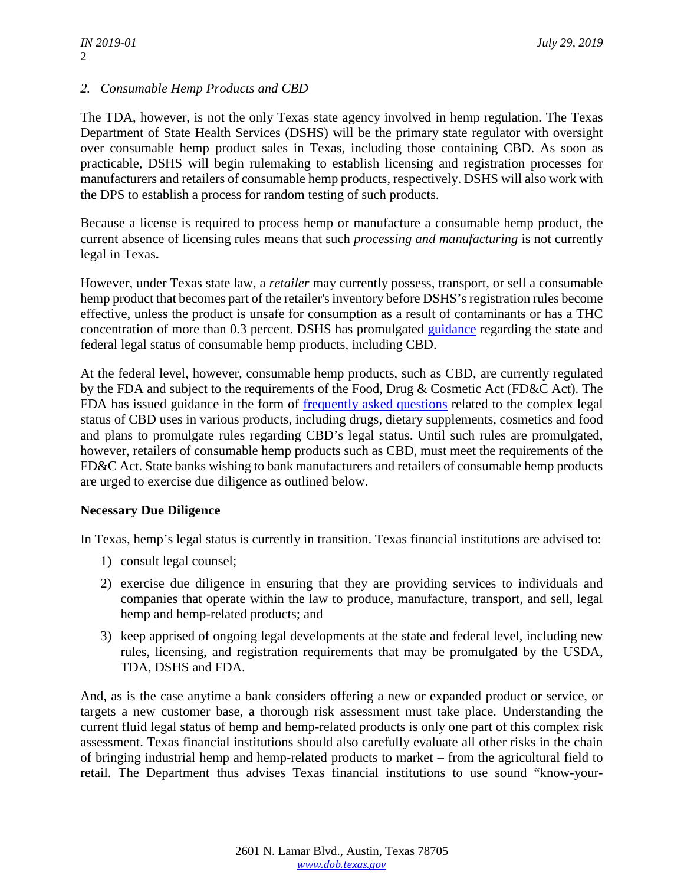*2. Consumable Hemp Products and CBD*

The TDA, however, is not the only Texas state agency involved in hemp regulation. The Texas Department of State Health Services (DSHS) will be the primary state regulator with oversight over consumable hemp product sales in Texas, including those containing CBD. As soon as practicable, DSHS will begin rulemaking to establish licensing and registration processes for manufacturers and retailers of consumable hemp products, respectively. DSHS will also work with the DPS to establish a process for random testing of such products.

Because a license is required to process hemp or manufacture a consumable hemp product, the current absence of licensing rules means that such *processing and manufacturing* is not currently legal in Texas**.**

However, under Texas state law, a *retailer* may currently possess, transport, or sell a consumable hemp product that becomes part of the retailer's inventory before DSHS's registration rules become effective, unless the product is unsafe for consumption as a result of contaminants or has a THC concentration of more than 0.3 percent. DSHS has promulgated guidance regarding the state and federal legal status of consumable hemp products, including CBD.

At the federal level, however, consumable hemp products, such as CBD, are currently regulated by the FDA and subject to the requirements of the Food, Drug & Cosmetic Act (FD&C Act). The FDA has issued guidance in the form of frequently asked questions related to the complex legal status of CBD uses in various products, including drugs, dietary supplements, cosmetics and food and plans to promulgate rules regarding CBD's legal status. Until such rules are promulgated, however, retailers of consumable hemp products such as CBD, must meet the requirements of the FD&C Act. State banks wishing to bank manufacturers and retailers of consumable hemp products are urged to exercise due diligence as outlined below.

**Necessary Due Diligence**

In Texas, hemp's legal status is currently in transition. Texas financial institutions are advised to:

1) consult legal counsel;
2) exercise due diligence in ensuring that they are providing services to individuals and companies that operate within the law to produce, manufacture, transport, and sell, legal hemp and hemp-related products; and
3) keep apprised of ongoing legal developments at the state and federal level, including new rules, licensing, and registration requirements that may be promulgated by the USDA, TDA, DSHS and FDA.

And, as is the case anytime a bank considers offering a new or expanded product or service, or targets a new customer base, a thorough risk assessment must take place. Understanding the current fluid legal status of hemp and hemp-related products is only one part of this complex risk assessment. Texas financial institutions should also carefully evaluate all other risks in the chain of bringing industrial hemp and hemp-related products to market – from the agricultural field to retail. The Department thus advises Texas financial institutions to use sound "know-your-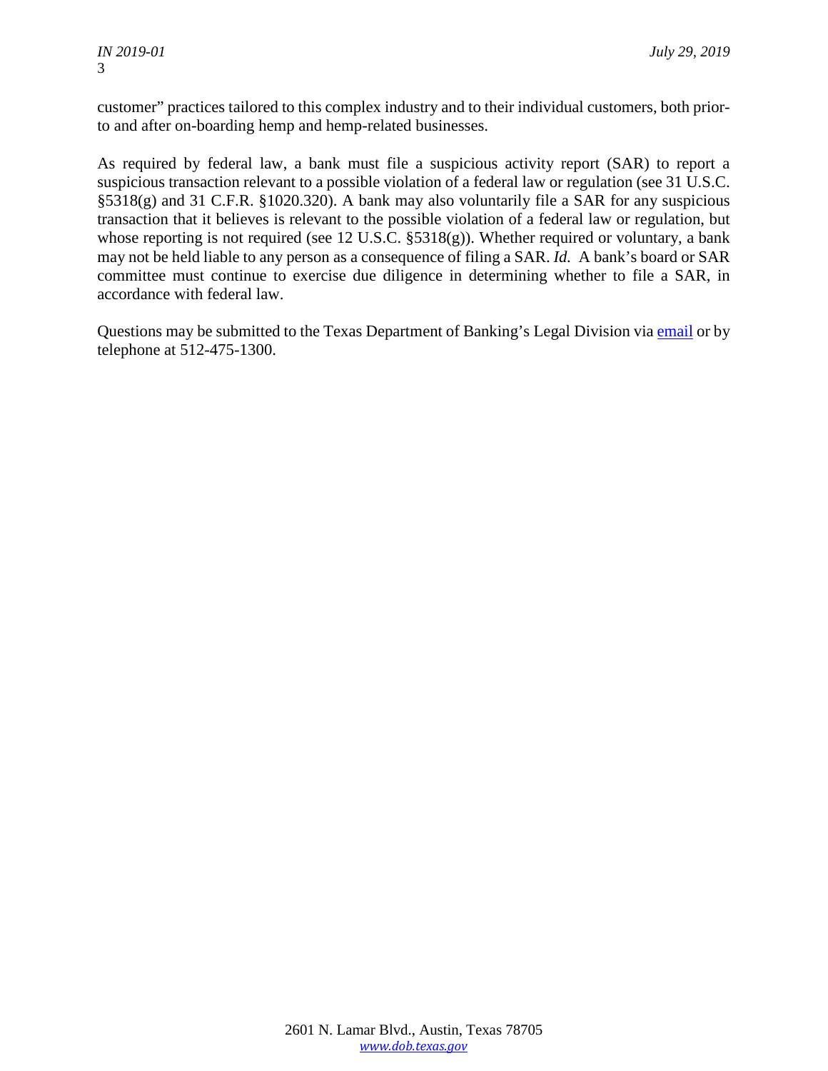customer" practices tailored to this complex industry and to their individual customers, both prior-to and after on-boarding hemp and hemp-related businesses.

As required by federal law, a bank must file a suspicious activity report (SAR) to report a suspicious transaction relevant to a possible violation of a federal law or regulation (see 31 U.S.C. §5318(g) and 31 C.F.R. §1020.320). A bank may also voluntarily file a SAR for any suspicious transaction that it believes is relevant to the possible violation of a federal law or regulation, but whose reporting is not required (see 12 U.S.C. §5318(g)). Whether required or voluntary, a bank may not be held liable to any person as a consequence of filing a SAR. *Id.* A bank's board or SAR committee must continue to exercise due diligence in determining whether to file a SAR, in accordance with federal law.

Questions may be submitted to the Texas Department of Banking's Legal Division via email or by telephone at 512-475-1300.